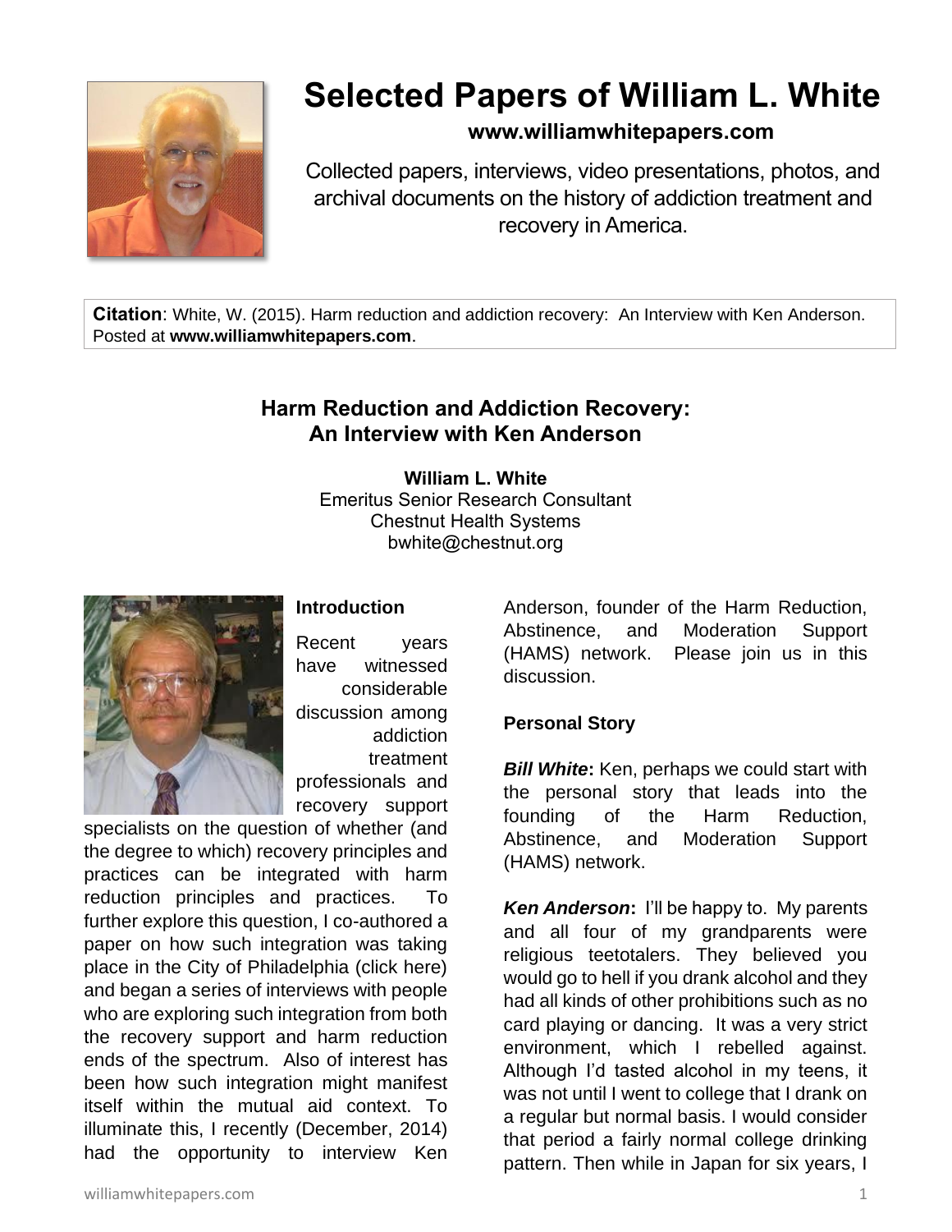# Selected Papers of William L. White

**www.williamwhitepapers.com**

Collected papers, interviews, video presentations, photos, and archival documents on the history of addiction treatment and recovery in America.

**Citation**: White, W. (2015). Harm reduction and addiction recovery: An Interview with Ken Anderson. Posted at **www.williamwhitepapers.com**.

## Harm Reduction and Addiction Recovery: An Interview with Ken Anderson

**William L. White**
Emeritus Senior Research Consultant
Chestnut Health Systems
bwhite@chestnut.org

### Introduction

Recent years have witnessed considerable discussion among addiction treatment professionals and recovery support specialists on the question of whether (and the degree to which) recovery principles and practices can be integrated with harm reduction principles and practices. To further explore this question, I co-authored a paper on how such integration was taking place in the City of Philadelphia (click here) and began a series of interviews with people who are exploring such integration from both the recovery support and harm reduction ends of the spectrum. Also of interest has been how such integration might manifest itself within the mutual aid context. To illuminate this, I recently (December, 2014) had the opportunity to interview Ken Anderson, founder of the Harm Reduction, Abstinence, and Moderation Support (HAMS) network. Please join us in this discussion.

### Personal Story

***Bill White*****:** Ken, perhaps we could start with the personal story that leads into the founding of the Harm Reduction, Abstinence, and Moderation Support (HAMS) network.

***Ken Anderson*****:** I'll be happy to. My parents and all four of my grandparents were religious teetotalers. They believed you would go to hell if you drank alcohol and they had all kinds of other prohibitions such as no card playing or dancing. It was a very strict environment, which I rebelled against. Although I'd tasted alcohol in my teens, it was not until I went to college that I drank on a regular but normal basis. I would consider that period a fairly normal college drinking pattern. Then while in Japan for six years, I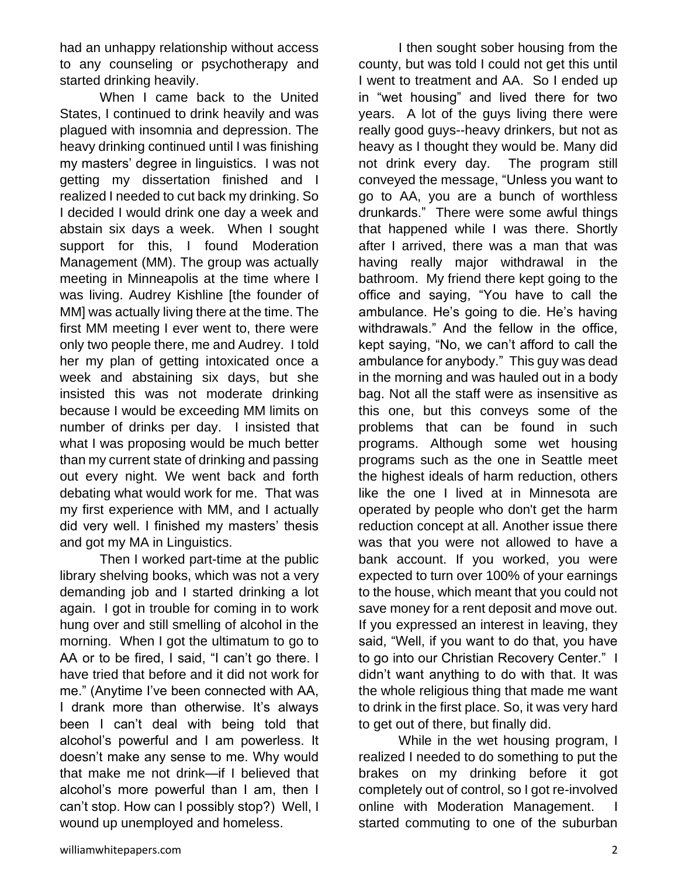had an unhappy relationship without access to any counseling or psychotherapy and started drinking heavily.

When I came back to the United States, I continued to drink heavily and was plagued with insomnia and depression. The heavy drinking continued until I was finishing my masters' degree in linguistics. I was not getting my dissertation finished and I realized I needed to cut back my drinking. So I decided I would drink one day a week and abstain six days a week. When I sought support for this, I found Moderation Management (MM). The group was actually meeting in Minneapolis at the time where I was living. Audrey Kishline [the founder of MM] was actually living there at the time. The first MM meeting I ever went to, there were only two people there, me and Audrey. I told her my plan of getting intoxicated once a week and abstaining six days, but she insisted this was not moderate drinking because I would be exceeding MM limits on number of drinks per day. I insisted that what I was proposing would be much better than my current state of drinking and passing out every night. We went back and forth debating what would work for me. That was my first experience with MM, and I actually did very well. I finished my masters' thesis and got my MA in Linguistics.

Then I worked part-time at the public library shelving books, which was not a very demanding job and I started drinking a lot again. I got in trouble for coming in to work hung over and still smelling of alcohol in the morning. When I got the ultimatum to go to AA or to be fired, I said, "I can't go there. I have tried that before and it did not work for me." (Anytime I've been connected with AA, I drank more than otherwise. It's always been I can't deal with being told that alcohol's powerful and I am powerless. It doesn't make any sense to me. Why would that make me not drink—if I believed that alcohol's more powerful than I am, then I can't stop. How can I possibly stop?) Well, I wound up unemployed and homeless.

I then sought sober housing from the county, but was told I could not get this until I went to treatment and AA. So I ended up in "wet housing" and lived there for two years. A lot of the guys living there were really good guys--heavy drinkers, but not as heavy as I thought they would be. Many did not drink every day. The program still conveyed the message, "Unless you want to go to AA, you are a bunch of worthless drunkards." There were some awful things that happened while I was there. Shortly after I arrived, there was a man that was having really major withdrawal in the bathroom. My friend there kept going to the office and saying, "You have to call the ambulance. He's going to die. He's having withdrawals." And the fellow in the office, kept saying, "No, we can't afford to call the ambulance for anybody." This guy was dead in the morning and was hauled out in a body bag. Not all the staff were as insensitive as this one, but this conveys some of the problems that can be found in such programs. Although some wet housing programs such as the one in Seattle meet the highest ideals of harm reduction, others like the one I lived at in Minnesota are operated by people who don't get the harm reduction concept at all. Another issue there was that you were not allowed to have a bank account. If you worked, you were expected to turn over 100% of your earnings to the house, which meant that you could not save money for a rent deposit and move out. If you expressed an interest in leaving, they said, "Well, if you want to do that, you have to go into our Christian Recovery Center." I didn't want anything to do with that. It was the whole religious thing that made me want to drink in the first place. So, it was very hard to get out of there, but finally did.

While in the wet housing program, I realized I needed to do something to put the brakes on my drinking before it got completely out of control, so I got re-involved online with Moderation Management. I started commuting to one of the suburban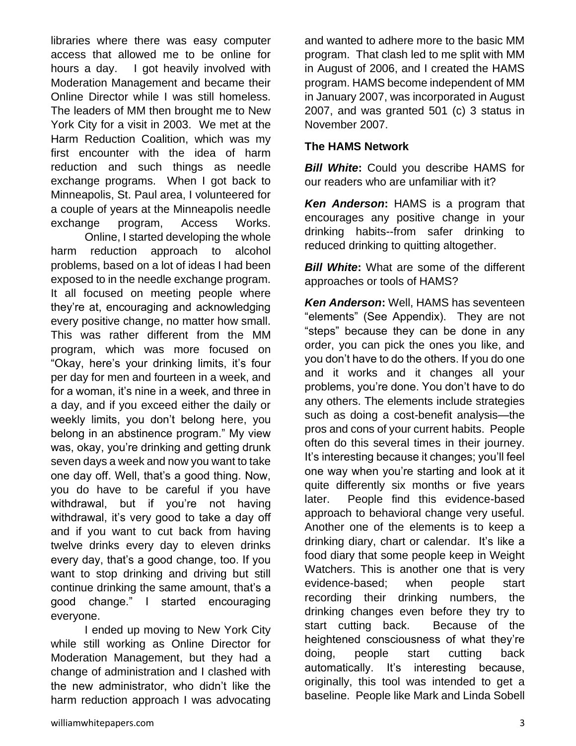libraries where there was easy computer access that allowed me to be online for hours a day. I got heavily involved with Moderation Management and became their Online Director while I was still homeless. The leaders of MM then brought me to New York City for a visit in 2003. We met at the Harm Reduction Coalition, which was my first encounter with the idea of harm reduction and such things as needle exchange programs. When I got back to Minneapolis, St. Paul area, I volunteered for a couple of years at the Minneapolis needle exchange program, Access Works.

Online, I started developing the whole harm reduction approach to alcohol problems, based on a lot of ideas I had been exposed to in the needle exchange program. It all focused on meeting people where they're at, encouraging and acknowledging every positive change, no matter how small. This was rather different from the MM program, which was more focused on "Okay, here's your drinking limits, it's four per day for men and fourteen in a week, and for a woman, it's nine in a week, and three in a day, and if you exceed either the daily or weekly limits, you don't belong here, you belong in an abstinence program." My view was, okay, you're drinking and getting drunk seven days a week and now you want to take one day off. Well, that's a good thing. Now, you do have to be careful if you have withdrawal, but if you're not having withdrawal, it's very good to take a day off and if you want to cut back from having twelve drinks every day to eleven drinks every day, that's a good change, too. If you want to stop drinking and driving but still continue drinking the same amount, that's a good change." I started encouraging everyone.

I ended up moving to New York City while still working as Online Director for Moderation Management, but they had a change of administration and I clashed with the new administrator, who didn't like the harm reduction approach I was advocating and wanted to adhere more to the basic MM program. That clash led to me split with MM in August of 2006, and I created the HAMS program. HAMS become independent of MM in January 2007, was incorporated in August 2007, and was granted 501 (c) 3 status in November 2007.

**The HAMS Network**

***Bill White*:** Could you describe HAMS for our readers who are unfamiliar with it?

***Ken Anderson*:** HAMS is a program that encourages any positive change in your drinking habits--from safer drinking to reduced drinking to quitting altogether.

***Bill White*:** What are some of the different approaches or tools of HAMS?

***Ken Anderson*:** Well, HAMS has seventeen "elements" (See Appendix). They are not "steps" because they can be done in any order, you can pick the ones you like, and you don't have to do the others. If you do one and it works and it changes all your problems, you're done. You don't have to do any others. The elements include strategies such as doing a cost-benefit analysis—the pros and cons of your current habits. People often do this several times in their journey. It's interesting because it changes; you'll feel one way when you're starting and look at it quite differently six months or five years later. People find this evidence-based approach to behavioral change very useful. Another one of the elements is to keep a drinking diary, chart or calendar. It's like a food diary that some people keep in Weight Watchers. This is another one that is very evidence-based; when people start recording their drinking numbers, the drinking changes even before they try to start cutting back. Because of the heightened consciousness of what they're doing, people start cutting back automatically. It's interesting because, originally, this tool was intended to get a baseline. People like Mark and Linda Sobell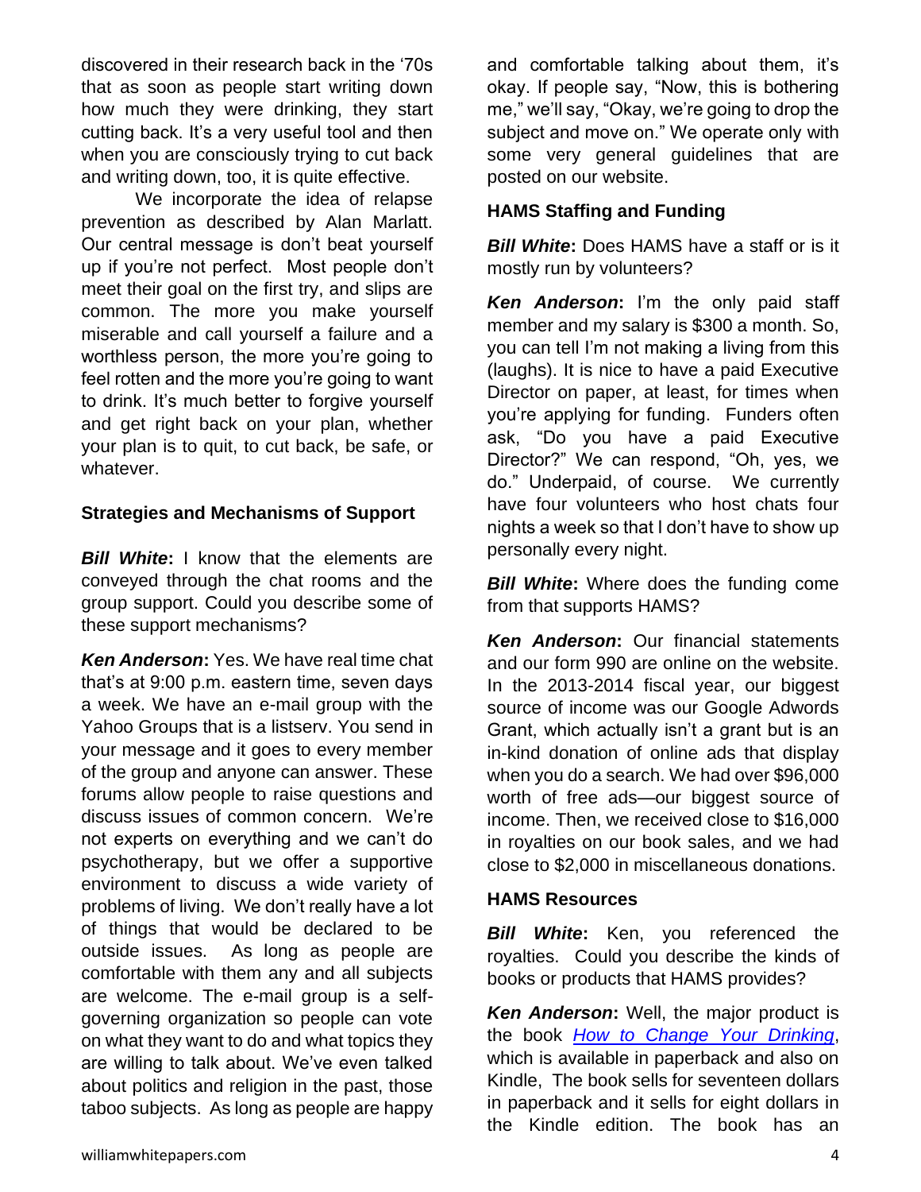discovered in their research back in the '70s that as soon as people start writing down how much they were drinking, they start cutting back. It's a very useful tool and then when you are consciously trying to cut back and writing down, too, it is quite effective.

We incorporate the idea of relapse prevention as described by Alan Marlatt. Our central message is don't beat yourself up if you're not perfect. Most people don't meet their goal on the first try, and slips are common. The more you make yourself miserable and call yourself a failure and a worthless person, the more you're going to feel rotten and the more you're going to want to drink. It's much better to forgive yourself and get right back on your plan, whether your plan is to quit, to cut back, be safe, or whatever.

### Strategies and Mechanisms of Support

***Bill White*:** I know that the elements are conveyed through the chat rooms and the group support. Could you describe some of these support mechanisms?

***Ken Anderson*:** Yes. We have real time chat that's at 9:00 p.m. eastern time, seven days a week. We have an e-mail group with the Yahoo Groups that is a listserv. You send in your message and it goes to every member of the group and anyone can answer. These forums allow people to raise questions and discuss issues of common concern. We're not experts on everything and we can't do psychotherapy, but we offer a supportive environment to discuss a wide variety of problems of living. We don't really have a lot of things that would be declared to be outside issues. As long as people are comfortable with them any and all subjects are welcome. The e-mail group is a self-governing organization so people can vote on what they want to do and what topics they are willing to talk about. We've even talked about politics and religion in the past, those taboo subjects. As long as people are happy and comfortable talking about them, it's okay. If people say, "Now, this is bothering me," we'll say, "Okay, we're going to drop the subject and move on." We operate only with some very general guidelines that are posted on our website.

### HAMS Staffing and Funding

***Bill White*:** Does HAMS have a staff or is it mostly run by volunteers?

***Ken Anderson*:** I'm the only paid staff member and my salary is $300 a month. So, you can tell I'm not making a living from this (laughs). It is nice to have a paid Executive Director on paper, at least, for times when you're applying for funding. Funders often ask, "Do you have a paid Executive Director?" We can respond, "Oh, yes, we do." Underpaid, of course. We currently have four volunteers who host chats four nights a week so that I don't have to show up personally every night.

***Bill White*:** Where does the funding come from that supports HAMS?

***Ken Anderson*:** Our financial statements and our form 990 are online on the website. In the 2013-2014 fiscal year, our biggest source of income was our Google Adwords Grant, which actually isn't a grant but is an in-kind donation of online ads that display when you do a search. We had over $96,000 worth of free ads—our biggest source of income. Then, we received close to $16,000 in royalties on our book sales, and we had close to $2,000 in miscellaneous donations.

### HAMS Resources

***Bill White*:** Ken, you referenced the royalties. Could you describe the kinds of books or products that HAMS provides?

***Ken Anderson*:** Well, the major product is the book *How to Change Your Drinking*, which is available in paperback and also on Kindle, The book sells for seventeen dollars in paperback and it sells for eight dollars in the Kindle edition. The book has an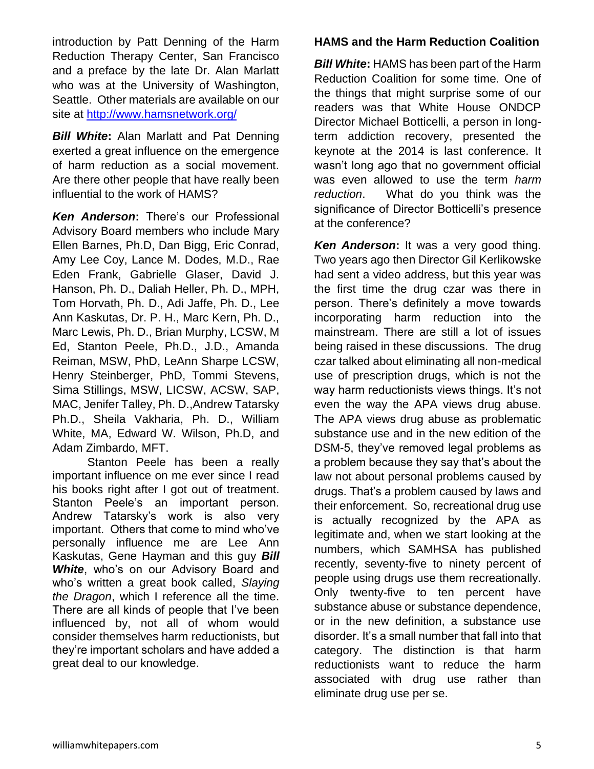introduction by Patt Denning of the Harm Reduction Therapy Center, San Francisco and a preface by the late Dr. Alan Marlatt who was at the University of Washington, Seattle. Other materials are available on our site at http://www.hamsnetwork.org/

***Bill White*:** Alan Marlatt and Pat Denning exerted a great influence on the emergence of harm reduction as a social movement. Are there other people that have really been influential to the work of HAMS?

***Ken Anderson*:** There's our Professional Advisory Board members who include Mary Ellen Barnes, Ph.D, Dan Bigg, Eric Conrad, Amy Lee Coy, Lance M. Dodes, M.D., Rae Eden Frank, Gabrielle Glaser, David J. Hanson, Ph. D., Daliah Heller, Ph. D., MPH, Tom Horvath, Ph. D., Adi Jaffe, Ph. D., Lee Ann Kaskutas, Dr. P. H., Marc Kern, Ph. D., Marc Lewis, Ph. D., Brian Murphy, LCSW, M Ed, Stanton Peele, Ph.D., J.D., Amanda Reiman, MSW, PhD, LeAnn Sharpe LCSW, Henry Steinberger, PhD, Tommi Stevens, Sima Stillings, MSW, LICSW, ACSW, SAP, MAC, Jenifer Talley, Ph. D.,Andrew Tatarsky Ph.D., Sheila Vakharia, Ph. D., William White, MA, Edward W. Wilson, Ph.D, and Adam Zimbardo, MFT.

Stanton Peele has been a really important influence on me ever since I read his books right after I got out of treatment. Stanton Peele's an important person. Andrew Tatarsky's work is also very important. Others that come to mind who've personally influence me are Lee Ann Kaskutas, Gene Hayman and this guy ***Bill White***, who's on our Advisory Board and who's written a great book called, *Slaying the Dragon*, which I reference all the time. There are all kinds of people that I've been influenced by, not all of whom would consider themselves harm reductionists, but they're important scholars and have added a great deal to our knowledge.

## HAMS and the Harm Reduction Coalition

***Bill White*:** HAMS has been part of the Harm Reduction Coalition for some time. One of the things that might surprise some of our readers was that White House ONDCP Director Michael Botticelli, a person in long-term addiction recovery, presented the keynote at the 2014 is last conference. It wasn't long ago that no government official was even allowed to use the term *harm reduction*. What do you think was the significance of Director Botticelli's presence at the conference?

***Ken Anderson*:** It was a very good thing. Two years ago then Director Gil Kerlikowske had sent a video address, but this year was the first time the drug czar was there in person. There's definitely a move towards incorporating harm reduction into the mainstream. There are still a lot of issues being raised in these discussions. The drug czar talked about eliminating all non-medical use of prescription drugs, which is not the way harm reductionists views things. It's not even the way the APA views drug abuse. The APA views drug abuse as problematic substance use and in the new edition of the DSM-5, they've removed legal problems as a problem because they say that's about the law not about personal problems caused by drugs. That's a problem caused by laws and their enforcement. So, recreational drug use is actually recognized by the APA as legitimate and, when we start looking at the numbers, which SAMHSA has published recently, seventy-five to ninety percent of people using drugs use them recreationally. Only twenty-five to ten percent have substance abuse or substance dependence, or in the new definition, a substance use disorder. It's a small number that fall into that category. The distinction is that harm reductionists want to reduce the harm associated with drug use rather than eliminate drug use per se.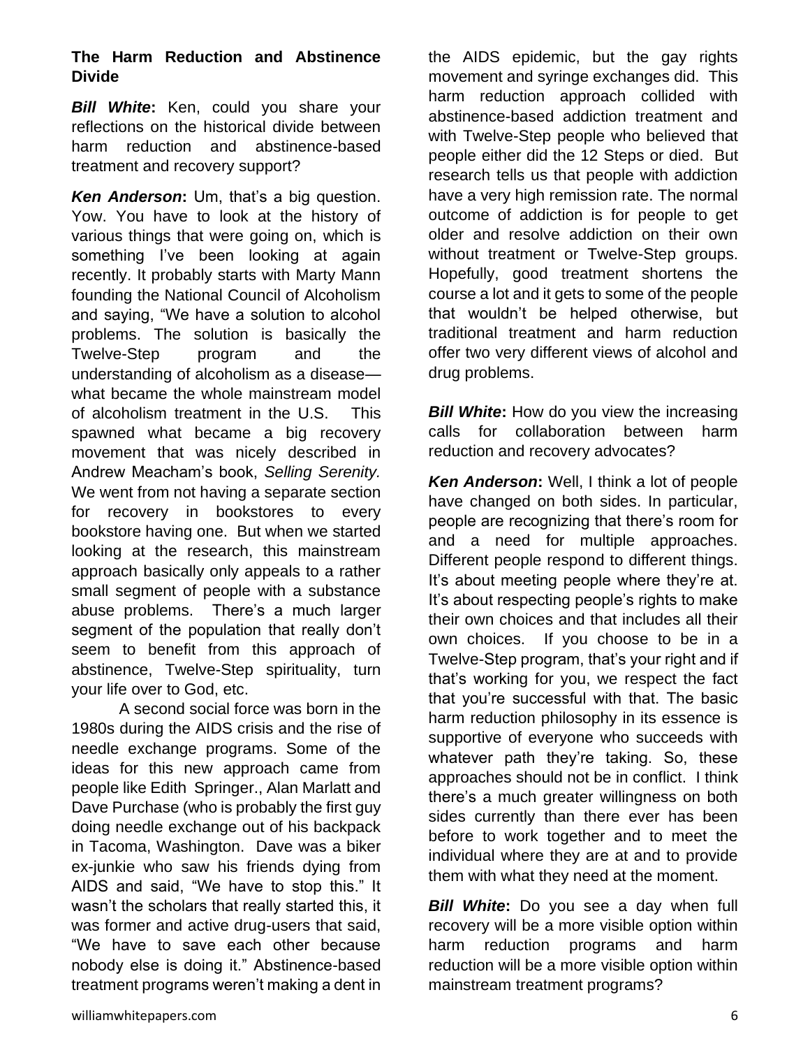### The Harm Reduction and Abstinence Divide

***Bill White*:** Ken, could you share your reflections on the historical divide between harm reduction and abstinence-based treatment and recovery support?

***Ken Anderson*:** Um, that's a big question. Yow. You have to look at the history of various things that were going on, which is something I've been looking at again recently. It probably starts with Marty Mann founding the National Council of Alcoholism and saying, "We have a solution to alcohol problems. The solution is basically the Twelve-Step program and the understanding of alcoholism as a disease—what became the whole mainstream model of alcoholism treatment in the U.S. This spawned what became a big recovery movement that was nicely described in Andrew Meacham's book, *Selling Serenity.* We went from not having a separate section for recovery in bookstores to every bookstore having one. But when we started looking at the research, this mainstream approach basically only appeals to a rather small segment of people with a substance abuse problems. There's a much larger segment of the population that really don't seem to benefit from this approach of abstinence, Twelve-Step spirituality, turn your life over to God, etc.

A second social force was born in the 1980s during the AIDS crisis and the rise of needle exchange programs. Some of the ideas for this new approach came from people like Edith Springer., Alan Marlatt and Dave Purchase (who is probably the first guy doing needle exchange out of his backpack in Tacoma, Washington. Dave was a biker ex-junkie who saw his friends dying from AIDS and said, "We have to stop this." It wasn't the scholars that really started this, it was former and active drug-users that said, "We have to save each other because nobody else is doing it." Abstinence-based treatment programs weren't making a dent in the AIDS epidemic, but the gay rights movement and syringe exchanges did. This harm reduction approach collided with abstinence-based addiction treatment and with Twelve-Step people who believed that people either did the 12 Steps or died. But research tells us that people with addiction have a very high remission rate. The normal outcome of addiction is for people to get older and resolve addiction on their own without treatment or Twelve-Step groups. Hopefully, good treatment shortens the course a lot and it gets to some of the people that wouldn't be helped otherwise, but traditional treatment and harm reduction offer two very different views of alcohol and drug problems.

***Bill White*:** How do you view the increasing calls for collaboration between harm reduction and recovery advocates?

***Ken Anderson*:** Well, I think a lot of people have changed on both sides. In particular, people are recognizing that there's room for and a need for multiple approaches. Different people respond to different things. It's about meeting people where they're at. It's about respecting people's rights to make their own choices and that includes all their own choices. If you choose to be in a Twelve-Step program, that's your right and if that's working for you, we respect the fact that you're successful with that. The basic harm reduction philosophy in its essence is supportive of everyone who succeeds with whatever path they're taking. So, these approaches should not be in conflict. I think there's a much greater willingness on both sides currently than there ever has been before to work together and to meet the individual where they are at and to provide them with what they need at the moment.

***Bill White*:** Do you see a day when full recovery will be a more visible option within harm reduction programs and harm reduction will be a more visible option within mainstream treatment programs?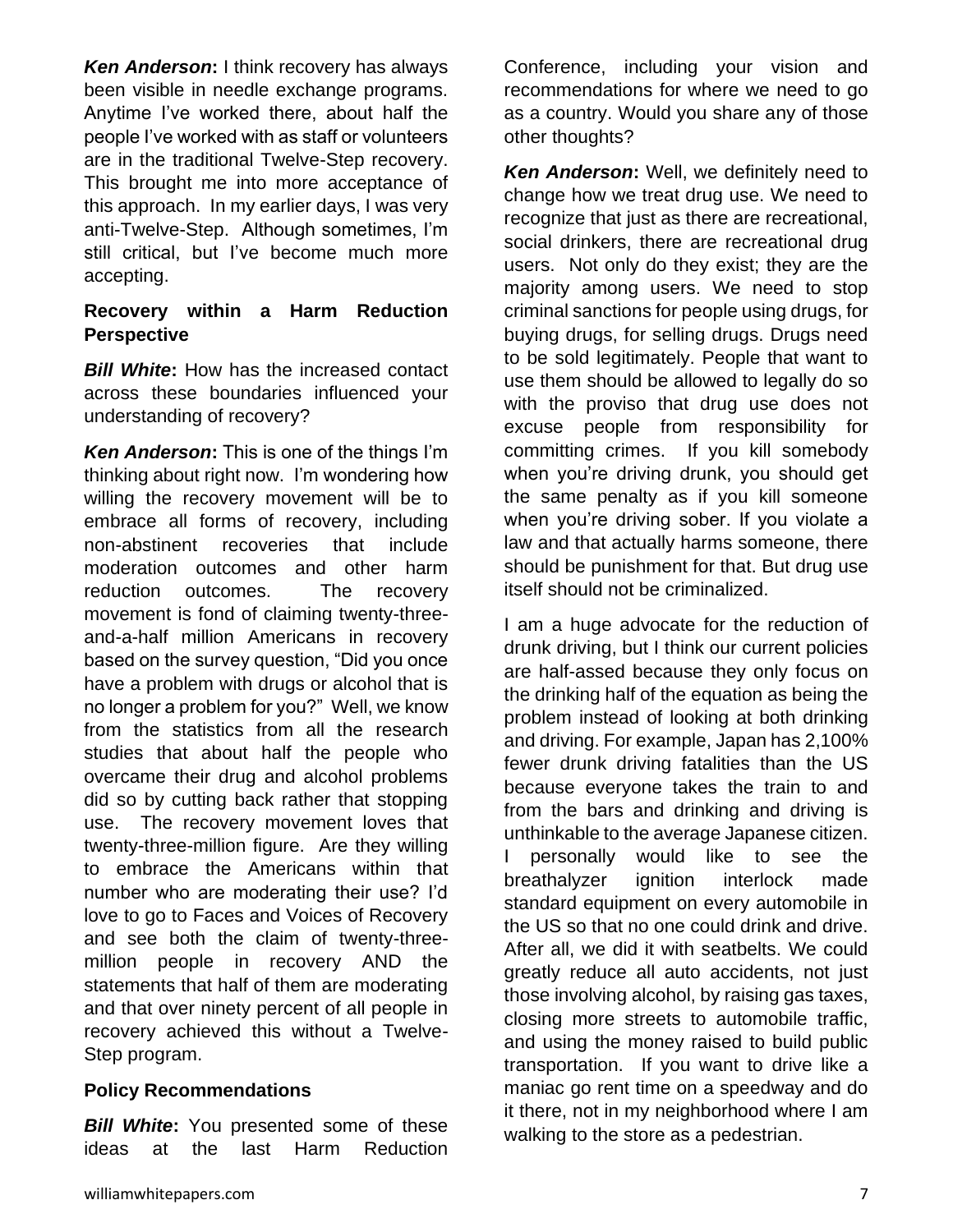***Ken Anderson*:** I think recovery has always been visible in needle exchange programs. Anytime I've worked there, about half the people I've worked with as staff or volunteers are in the traditional Twelve-Step recovery. This brought me into more acceptance of this approach. In my earlier days, I was very anti-Twelve-Step. Although sometimes, I'm still critical, but I've become much more accepting.

**Recovery within a Harm Reduction Perspective**

***Bill White*:** How has the increased contact across these boundaries influenced your understanding of recovery?

***Ken Anderson*:** This is one of the things I'm thinking about right now. I'm wondering how willing the recovery movement will be to embrace all forms of recovery, including non-abstinent recoveries that include moderation outcomes and other harm reduction outcomes. The recovery movement is fond of claiming twenty-three-and-a-half million Americans in recovery based on the survey question, "Did you once have a problem with drugs or alcohol that is no longer a problem for you?" Well, we know from the statistics from all the research studies that about half the people who overcame their drug and alcohol problems did so by cutting back rather that stopping use. The recovery movement loves that twenty-three-million figure. Are they willing to embrace the Americans within that number who are moderating their use? I'd love to go to Faces and Voices of Recovery and see both the claim of twenty-three-million people in recovery AND the statements that half of them are moderating and that over ninety percent of all people in recovery achieved this without a Twelve-Step program.

**Policy Recommendations**

***Bill White*:** You presented some of these ideas at the last Harm Reduction Conference, including your vision and recommendations for where we need to go as a country. Would you share any of those other thoughts?

***Ken Anderson*:** Well, we definitely need to change how we treat drug use. We need to recognize that just as there are recreational, social drinkers, there are recreational drug users. Not only do they exist; they are the majority among users. We need to stop criminal sanctions for people using drugs, for buying drugs, for selling drugs. Drugs need to be sold legitimately. People that want to use them should be allowed to legally do so with the proviso that drug use does not excuse people from responsibility for committing crimes. If you kill somebody when you're driving drunk, you should get the same penalty as if you kill someone when you're driving sober. If you violate a law and that actually harms someone, there should be punishment for that. But drug use itself should not be criminalized.

I am a huge advocate for the reduction of drunk driving, but I think our current policies are half-assed because they only focus on the drinking half of the equation as being the problem instead of looking at both drinking and driving. For example, Japan has 2,100% fewer drunk driving fatalities than the US because everyone takes the train to and from the bars and drinking and driving is unthinkable to the average Japanese citizen. I personally would like to see the breathalyzer ignition interlock made standard equipment on every automobile in the US so that no one could drink and drive. After all, we did it with seatbelts. We could greatly reduce all auto accidents, not just those involving alcohol, by raising gas taxes, closing more streets to automobile traffic, and using the money raised to build public transportation. If you want to drive like a maniac go rent time on a speedway and do it there, not in my neighborhood where I am walking to the store as a pedestrian.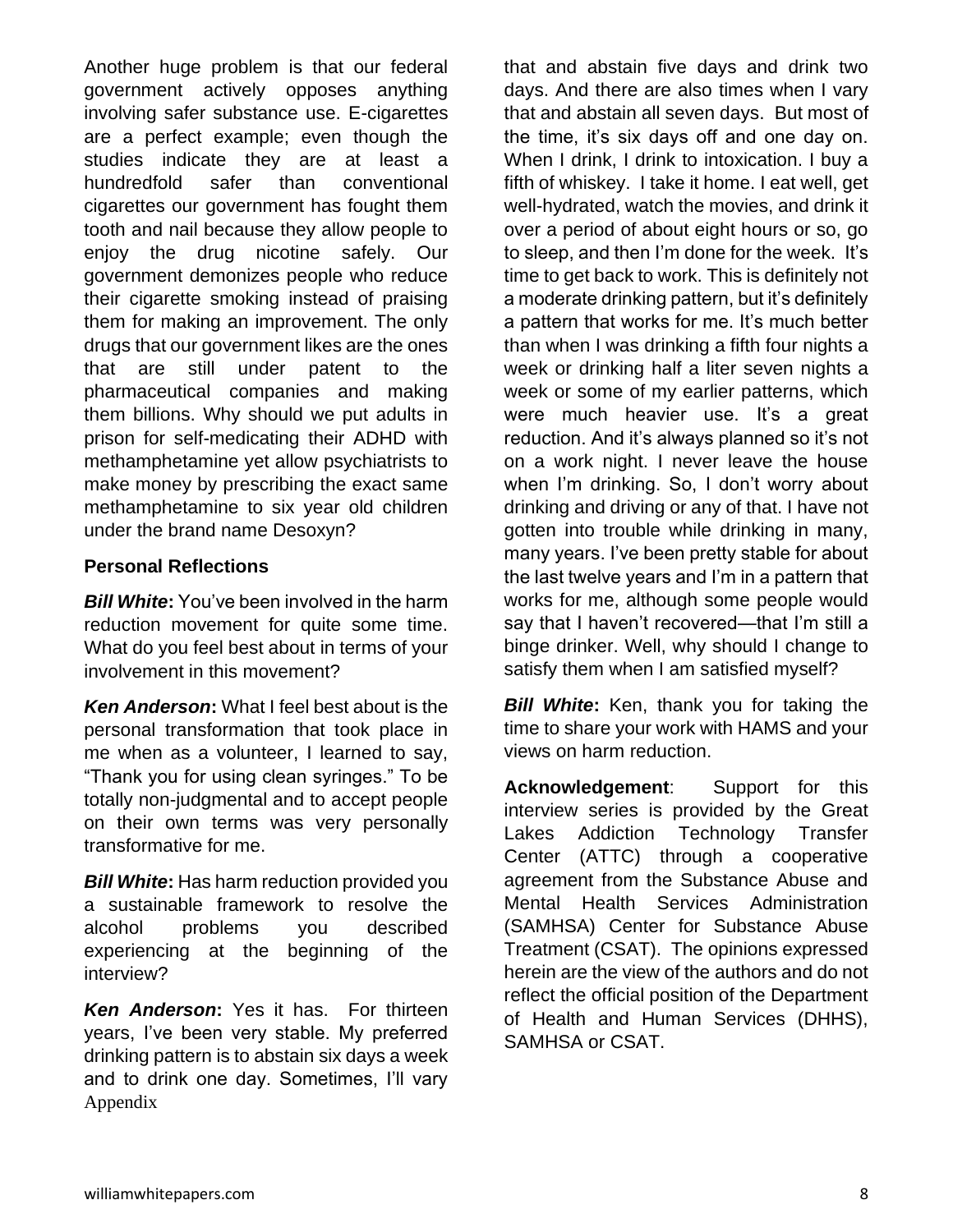Another huge problem is that our federal government actively opposes anything involving safer substance use. E-cigarettes are a perfect example; even though the studies indicate they are at least a hundredfold safer than conventional cigarettes our government has fought them tooth and nail because they allow people to enjoy the drug nicotine safely. Our government demonizes people who reduce their cigarette smoking instead of praising them for making an improvement. The only drugs that our government likes are the ones that are still under patent to the pharmaceutical companies and making them billions. Why should we put adults in prison for self-medicating their ADHD with methamphetamine yet allow psychiatrists to make money by prescribing the exact same methamphetamine to six year old children under the brand name Desoxyn?

### Personal Reflections

***Bill White*:** You've been involved in the harm reduction movement for quite some time. What do you feel best about in terms of your involvement in this movement?

***Ken Anderson*:** What I feel best about is the personal transformation that took place in me when as a volunteer, I learned to say, "Thank you for using clean syringes." To be totally non-judgmental and to accept people on their own terms was very personally transformative for me.

***Bill White*:** Has harm reduction provided you a sustainable framework to resolve the alcohol problems you described experiencing at the beginning of the interview?

***Ken Anderson*:** Yes it has. For thirteen years, I've been very stable. My preferred drinking pattern is to abstain six days a week and to drink one day. Sometimes, I'll vary that and abstain five days and drink two days. And there are also times when I vary that and abstain all seven days. But most of the time, it's six days off and one day on. When I drink, I drink to intoxication. I buy a fifth of whiskey. I take it home. I eat well, get well-hydrated, watch the movies, and drink it over a period of about eight hours or so, go to sleep, and then I'm done for the week. It's time to get back to work. This is definitely not a moderate drinking pattern, but it's definitely a pattern that works for me. It's much better than when I was drinking a fifth four nights a week or drinking half a liter seven nights a week or some of my earlier patterns, which were much heavier use. It's a great reduction. And it's always planned so it's not on a work night. I never leave the house when I'm drinking. So, I don't worry about drinking and driving or any of that. I have not gotten into trouble while drinking in many, many years. I've been pretty stable for about the last twelve years and I'm in a pattern that works for me, although some people would say that I haven't recovered—that I'm still a binge drinker. Well, why should I change to satisfy them when I am satisfied myself?

***Bill White*:** Ken, thank you for taking the time to share your work with HAMS and your views on harm reduction.

**Acknowledgement**: Support for this interview series is provided by the Great Lakes Addiction Technology Transfer Center (ATTC) through a cooperative agreement from the Substance Abuse and Mental Health Services Administration (SAMHSA) Center for Substance Abuse Treatment (CSAT). The opinions expressed herein are the view of the authors and do not reflect the official position of the Department of Health and Human Services (DHHS), SAMHSA or CSAT.

Appendix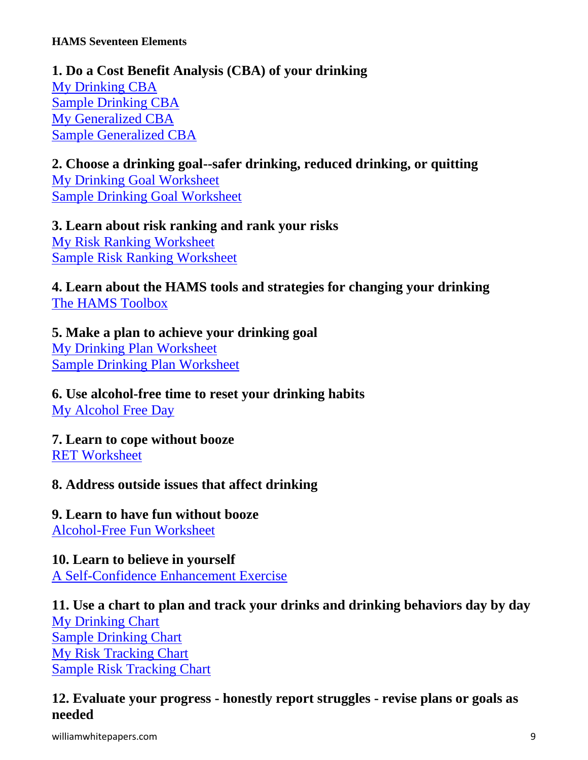**HAMS Seventeen Elements**

**1. Do a Cost Benefit Analysis (CBA) of your drinking**

My Drinking CBA
Sample Drinking CBA
My Generalized CBA
Sample Generalized CBA

**2. Choose a drinking goal--safer drinking, reduced drinking, or quitting**

My Drinking Goal Worksheet
Sample Drinking Goal Worksheet

**3. Learn about risk ranking and rank your risks**

My Risk Ranking Worksheet
Sample Risk Ranking Worksheet

**4. Learn about the HAMS tools and strategies for changing your drinking**

The HAMS Toolbox

**5. Make a plan to achieve your drinking goal**

My Drinking Plan Worksheet
Sample Drinking Plan Worksheet

**6. Use alcohol-free time to reset your drinking habits**

My Alcohol Free Day

**7. Learn to cope without booze**

RET Worksheet

**8. Address outside issues that affect drinking**

**9. Learn to have fun without booze**

Alcohol-Free Fun Worksheet

**10. Learn to believe in yourself**

A Self-Confidence Enhancement Exercise

**11. Use a chart to plan and track your drinks and drinking behaviors day by day**

My Drinking Chart
Sample Drinking Chart
My Risk Tracking Chart
Sample Risk Tracking Chart

**12. Evaluate your progress - honestly report struggles - revise plans or goals as needed**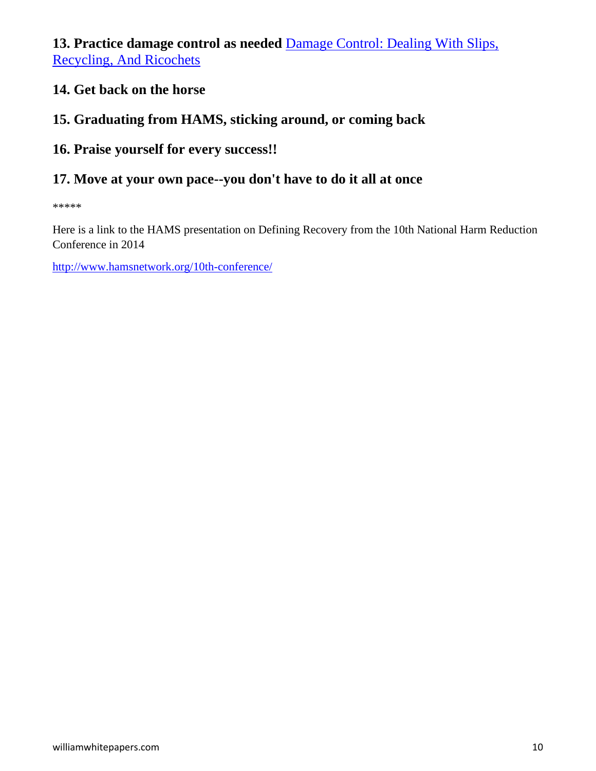**13. Practice damage control as needed** [Damage Control: Dealing With Slips, Recycling, And Ricochets]

**14. Get back on the horse**

**15. Graduating from HAMS, sticking around, or coming back**

**16. Praise yourself for every success!!**

**17. Move at your own pace--you don't have to do it all at once**

*****

Here is a link to the HAMS presentation on Defining Recovery from the 10th National Harm Reduction Conference in 2014

http://www.hamsnetwork.org/10th-conference/